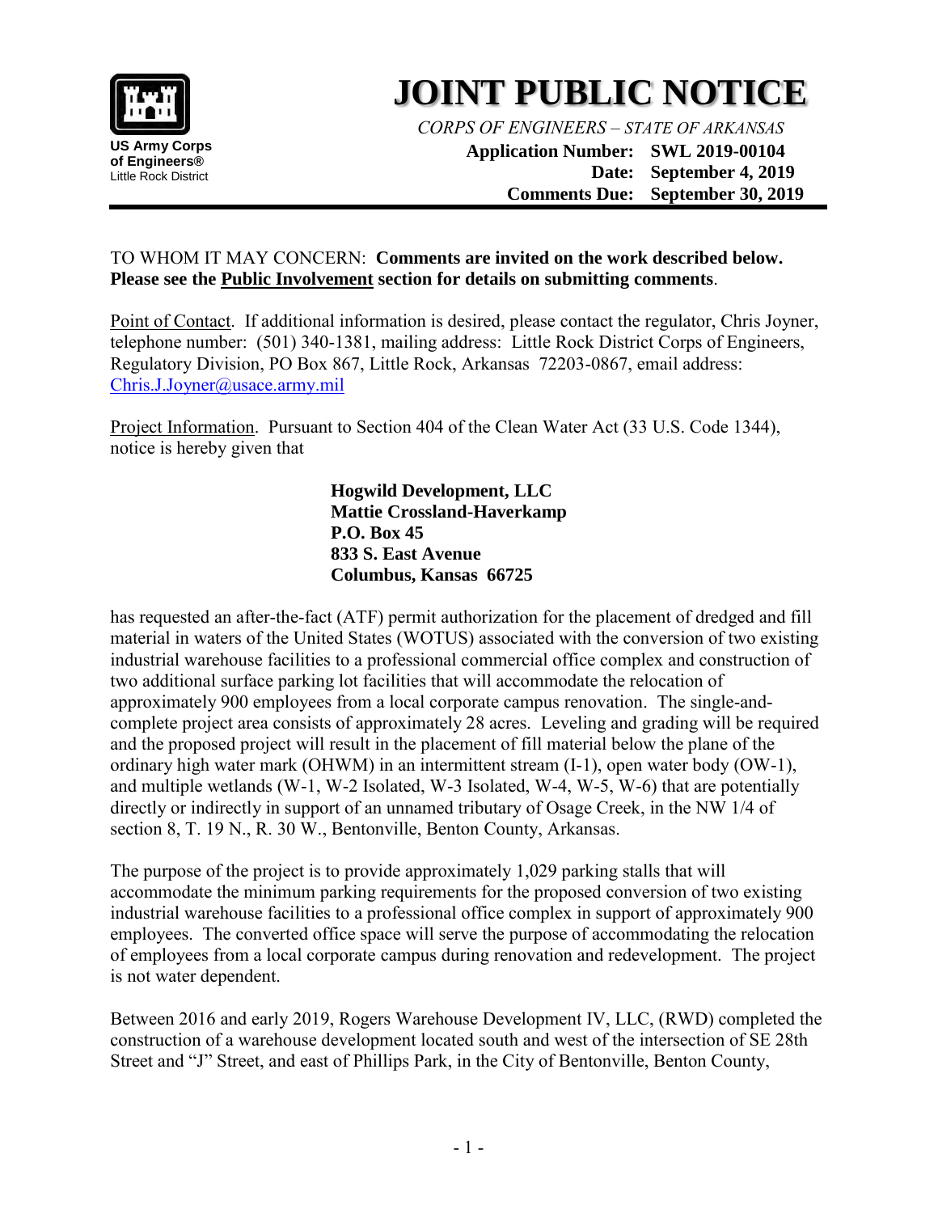US Army Corps of Engineers®
Little Rock District

# JOINT PUBLIC NOTICE

*CORPS OF ENGINEERS – STATE OF ARKANSAS*

**Application Number: SWL 2019-00104**
**Date: September 4, 2019**
**Comments Due: September 30, 2019**

---

TO WHOM IT MAY CONCERN: **Comments are invited on the work described below. Please see the Public Involvement section for details on submitting comments**.

Point of Contact. If additional information is desired, please contact the regulator, Chris Joyner, telephone number: (501) 340-1381, mailing address: Little Rock District Corps of Engineers, Regulatory Division, PO Box 867, Little Rock, Arkansas 72203-0867, email address: Chris.J.Joyner@usace.army.mil

Project Information. Pursuant to Section 404 of the Clean Water Act (33 U.S. Code 1344), notice is hereby given that

**Hogwild Development, LLC**
**Mattie Crossland-Haverkamp**
**P.O. Box 45**
**833 S. East Avenue**
**Columbus, Kansas 66725**

has requested an after-the-fact (ATF) permit authorization for the placement of dredged and fill material in waters of the United States (WOTUS) associated with the conversion of two existing industrial warehouse facilities to a professional commercial office complex and construction of two additional surface parking lot facilities that will accommodate the relocation of approximately 900 employees from a local corporate campus renovation. The single-and-complete project area consists of approximately 28 acres. Leveling and grading will be required and the proposed project will result in the placement of fill material below the plane of the ordinary high water mark (OHWM) in an intermittent stream (I-1), open water body (OW-1), and multiple wetlands (W-1, W-2 Isolated, W-3 Isolated, W-4, W-5, W-6) that are potentially directly or indirectly in support of an unnamed tributary of Osage Creek, in the NW 1/4 of section 8, T. 19 N., R. 30 W., Bentonville, Benton County, Arkansas.

The purpose of the project is to provide approximately 1,029 parking stalls that will accommodate the minimum parking requirements for the proposed conversion of two existing industrial warehouse facilities to a professional office complex in support of approximately 900 employees. The converted office space will serve the purpose of accommodating the relocation of employees from a local corporate campus during renovation and redevelopment. The project is not water dependent.

Between 2016 and early 2019, Rogers Warehouse Development IV, LLC, (RWD) completed the construction of a warehouse development located south and west of the intersection of SE 28th Street and "J" Street, and east of Phillips Park, in the City of Bentonville, Benton County,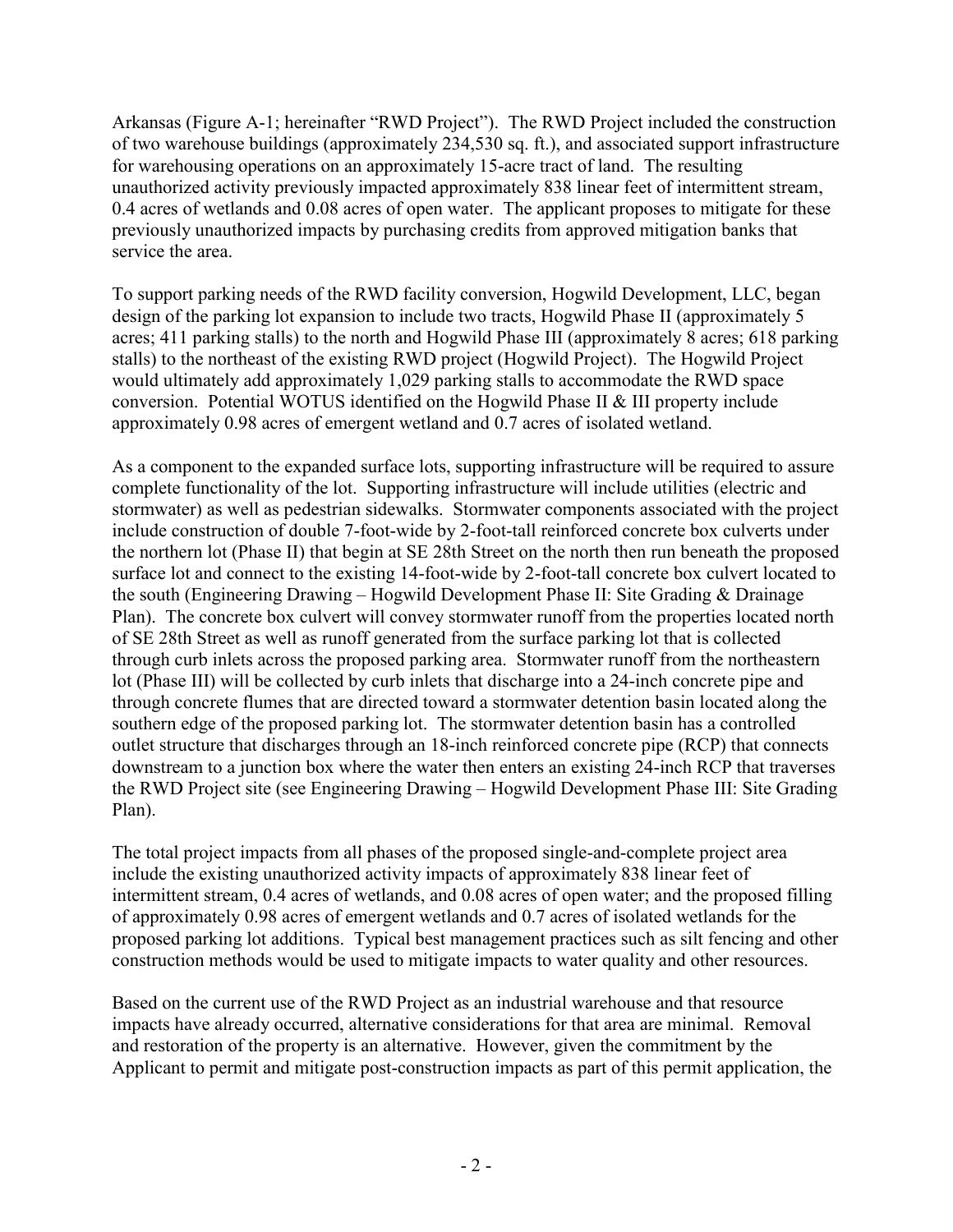Arkansas (Figure A-1; hereinafter "RWD Project"). The RWD Project included the construction of two warehouse buildings (approximately 234,530 sq. ft.), and associated support infrastructure for warehousing operations on an approximately 15-acre tract of land. The resulting unauthorized activity previously impacted approximately 838 linear feet of intermittent stream, 0.4 acres of wetlands and 0.08 acres of open water. The applicant proposes to mitigate for these previously unauthorized impacts by purchasing credits from approved mitigation banks that service the area.

To support parking needs of the RWD facility conversion, Hogwild Development, LLC, began design of the parking lot expansion to include two tracts, Hogwild Phase II (approximately 5 acres; 411 parking stalls) to the north and Hogwild Phase III (approximately 8 acres; 618 parking stalls) to the northeast of the existing RWD project (Hogwild Project). The Hogwild Project would ultimately add approximately 1,029 parking stalls to accommodate the RWD space conversion. Potential WOTUS identified on the Hogwild Phase II & III property include approximately 0.98 acres of emergent wetland and 0.7 acres of isolated wetland.

As a component to the expanded surface lots, supporting infrastructure will be required to assure complete functionality of the lot. Supporting infrastructure will include utilities (electric and stormwater) as well as pedestrian sidewalks. Stormwater components associated with the project include construction of double 7-foot-wide by 2-foot-tall reinforced concrete box culverts under the northern lot (Phase II) that begin at SE 28th Street on the north then run beneath the proposed surface lot and connect to the existing 14-foot-wide by 2-foot-tall concrete box culvert located to the south (Engineering Drawing – Hogwild Development Phase II: Site Grading & Drainage Plan). The concrete box culvert will convey stormwater runoff from the properties located north of SE 28th Street as well as runoff generated from the surface parking lot that is collected through curb inlets across the proposed parking area. Stormwater runoff from the northeastern lot (Phase III) will be collected by curb inlets that discharge into a 24-inch concrete pipe and through concrete flumes that are directed toward a stormwater detention basin located along the southern edge of the proposed parking lot. The stormwater detention basin has a controlled outlet structure that discharges through an 18-inch reinforced concrete pipe (RCP) that connects downstream to a junction box where the water then enters an existing 24-inch RCP that traverses the RWD Project site (see Engineering Drawing – Hogwild Development Phase III: Site Grading Plan).

The total project impacts from all phases of the proposed single-and-complete project area include the existing unauthorized activity impacts of approximately 838 linear feet of intermittent stream, 0.4 acres of wetlands, and 0.08 acres of open water; and the proposed filling of approximately 0.98 acres of emergent wetlands and 0.7 acres of isolated wetlands for the proposed parking lot additions. Typical best management practices such as silt fencing and other construction methods would be used to mitigate impacts to water quality and other resources.

Based on the current use of the RWD Project as an industrial warehouse and that resource impacts have already occurred, alternative considerations for that area are minimal. Removal and restoration of the property is an alternative. However, given the commitment by the Applicant to permit and mitigate post-construction impacts as part of this permit application, the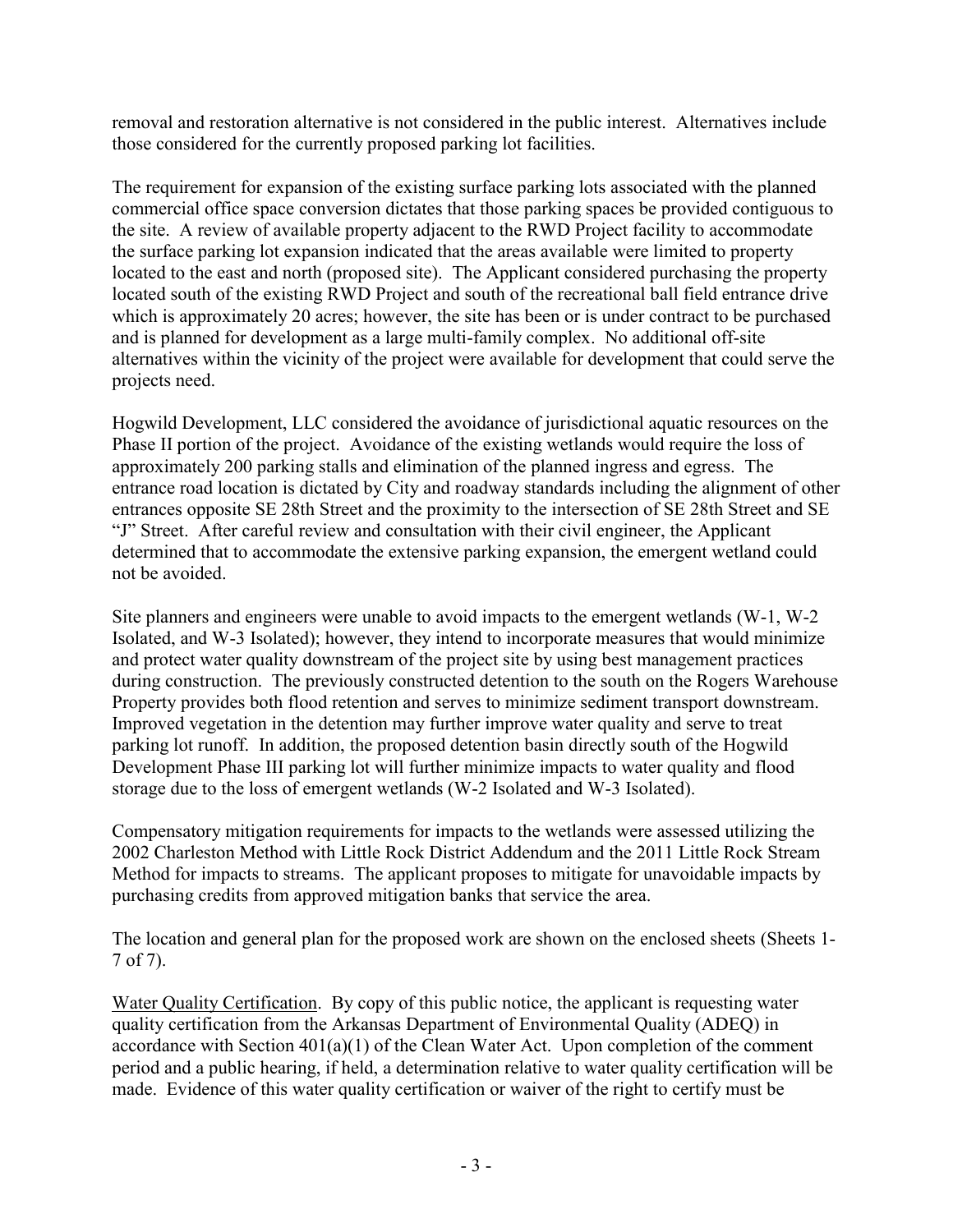removal and restoration alternative is not considered in the public interest. Alternatives include those considered for the currently proposed parking lot facilities.

The requirement for expansion of the existing surface parking lots associated with the planned commercial office space conversion dictates that those parking spaces be provided contiguous to the site. A review of available property adjacent to the RWD Project facility to accommodate the surface parking lot expansion indicated that the areas available were limited to property located to the east and north (proposed site). The Applicant considered purchasing the property located south of the existing RWD Project and south of the recreational ball field entrance drive which is approximately 20 acres; however, the site has been or is under contract to be purchased and is planned for development as a large multi-family complex. No additional off-site alternatives within the vicinity of the project were available for development that could serve the projects need.

Hogwild Development, LLC considered the avoidance of jurisdictional aquatic resources on the Phase II portion of the project. Avoidance of the existing wetlands would require the loss of approximately 200 parking stalls and elimination of the planned ingress and egress. The entrance road location is dictated by City and roadway standards including the alignment of other entrances opposite SE 28th Street and the proximity to the intersection of SE 28th Street and SE "J" Street. After careful review and consultation with their civil engineer, the Applicant determined that to accommodate the extensive parking expansion, the emergent wetland could not be avoided.

Site planners and engineers were unable to avoid impacts to the emergent wetlands (W-1, W-2 Isolated, and W-3 Isolated); however, they intend to incorporate measures that would minimize and protect water quality downstream of the project site by using best management practices during construction. The previously constructed detention to the south on the Rogers Warehouse Property provides both flood retention and serves to minimize sediment transport downstream. Improved vegetation in the detention may further improve water quality and serve to treat parking lot runoff. In addition, the proposed detention basin directly south of the Hogwild Development Phase III parking lot will further minimize impacts to water quality and flood storage due to the loss of emergent wetlands (W-2 Isolated and W-3 Isolated).

Compensatory mitigation requirements for impacts to the wetlands were assessed utilizing the 2002 Charleston Method with Little Rock District Addendum and the 2011 Little Rock Stream Method for impacts to streams. The applicant proposes to mitigate for unavoidable impacts by purchasing credits from approved mitigation banks that service the area.

The location and general plan for the proposed work are shown on the enclosed sheets (Sheets 1-7 of 7).

Water Quality Certification. By copy of this public notice, the applicant is requesting water quality certification from the Arkansas Department of Environmental Quality (ADEQ) in accordance with Section 401(a)(1) of the Clean Water Act. Upon completion of the comment period and a public hearing, if held, a determination relative to water quality certification will be made. Evidence of this water quality certification or waiver of the right to certify must be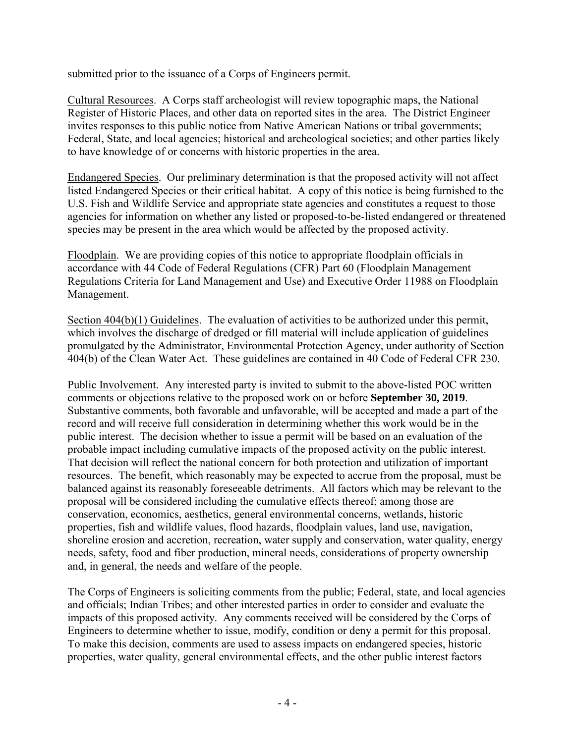submitted prior to the issuance of a Corps of Engineers permit.

Cultural Resources. A Corps staff archeologist will review topographic maps, the National Register of Historic Places, and other data on reported sites in the area. The District Engineer invites responses to this public notice from Native American Nations or tribal governments; Federal, State, and local agencies; historical and archeological societies; and other parties likely to have knowledge of or concerns with historic properties in the area.

Endangered Species. Our preliminary determination is that the proposed activity will not affect listed Endangered Species or their critical habitat. A copy of this notice is being furnished to the U.S. Fish and Wildlife Service and appropriate state agencies and constitutes a request to those agencies for information on whether any listed or proposed-to-be-listed endangered or threatened species may be present in the area which would be affected by the proposed activity.

Floodplain. We are providing copies of this notice to appropriate floodplain officials in accordance with 44 Code of Federal Regulations (CFR) Part 60 (Floodplain Management Regulations Criteria for Land Management and Use) and Executive Order 11988 on Floodplain Management.

Section 404(b)(1) Guidelines. The evaluation of activities to be authorized under this permit, which involves the discharge of dredged or fill material will include application of guidelines promulgated by the Administrator, Environmental Protection Agency, under authority of Section 404(b) of the Clean Water Act. These guidelines are contained in 40 Code of Federal CFR 230.

Public Involvement. Any interested party is invited to submit to the above-listed POC written comments or objections relative to the proposed work on or before **September 30, 2019**. Substantive comments, both favorable and unfavorable, will be accepted and made a part of the record and will receive full consideration in determining whether this work would be in the public interest. The decision whether to issue a permit will be based on an evaluation of the probable impact including cumulative impacts of the proposed activity on the public interest. That decision will reflect the national concern for both protection and utilization of important resources. The benefit, which reasonably may be expected to accrue from the proposal, must be balanced against its reasonably foreseeable detriments. All factors which may be relevant to the proposal will be considered including the cumulative effects thereof; among those are conservation, economics, aesthetics, general environmental concerns, wetlands, historic properties, fish and wildlife values, flood hazards, floodplain values, land use, navigation, shoreline erosion and accretion, recreation, water supply and conservation, water quality, energy needs, safety, food and fiber production, mineral needs, considerations of property ownership and, in general, the needs and welfare of the people.

The Corps of Engineers is soliciting comments from the public; Federal, state, and local agencies and officials; Indian Tribes; and other interested parties in order to consider and evaluate the impacts of this proposed activity. Any comments received will be considered by the Corps of Engineers to determine whether to issue, modify, condition or deny a permit for this proposal. To make this decision, comments are used to assess impacts on endangered species, historic properties, water quality, general environmental effects, and the other public interest factors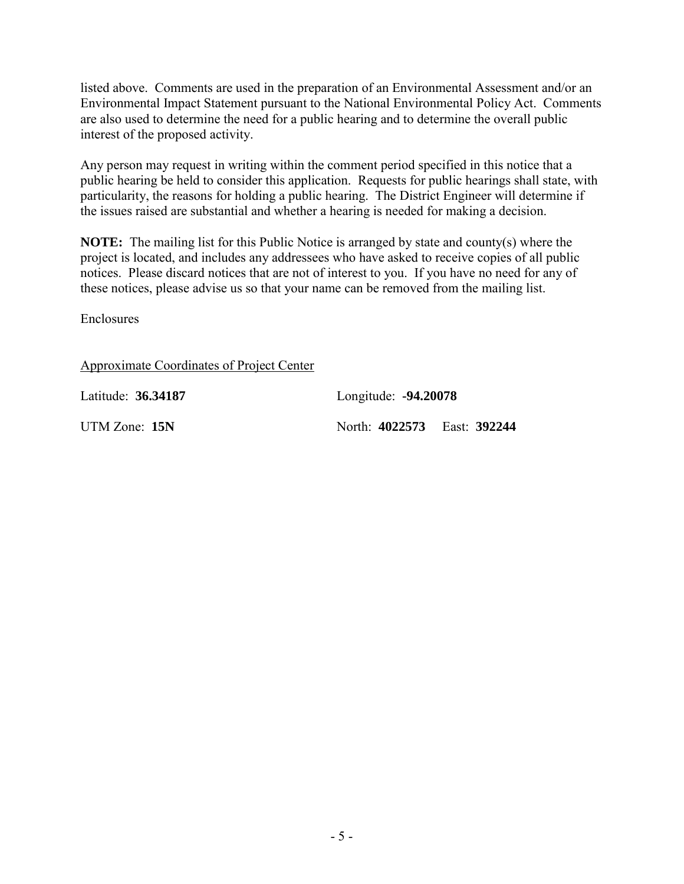listed above. Comments are used in the preparation of an Environmental Assessment and/or an Environmental Impact Statement pursuant to the National Environmental Policy Act. Comments are also used to determine the need for a public hearing and to determine the overall public interest of the proposed activity.

Any person may request in writing within the comment period specified in this notice that a public hearing be held to consider this application. Requests for public hearings shall state, with particularity, the reasons for holding a public hearing. The District Engineer will determine if the issues raised are substantial and whether a hearing is needed for making a decision.

**NOTE:** The mailing list for this Public Notice is arranged by state and county(s) where the project is located, and includes any addressees who have asked to receive copies of all public notices. Please discard notices that are not of interest to you. If you have no need for any of these notices, please advise us so that your name can be removed from the mailing list.

Enclosures

<u>Approximate Coordinates of Project Center</u>

Latitude: **36.34187** Longitude: **-94.20078**

UTM Zone: **15N** North: **4022573** East: **392244**